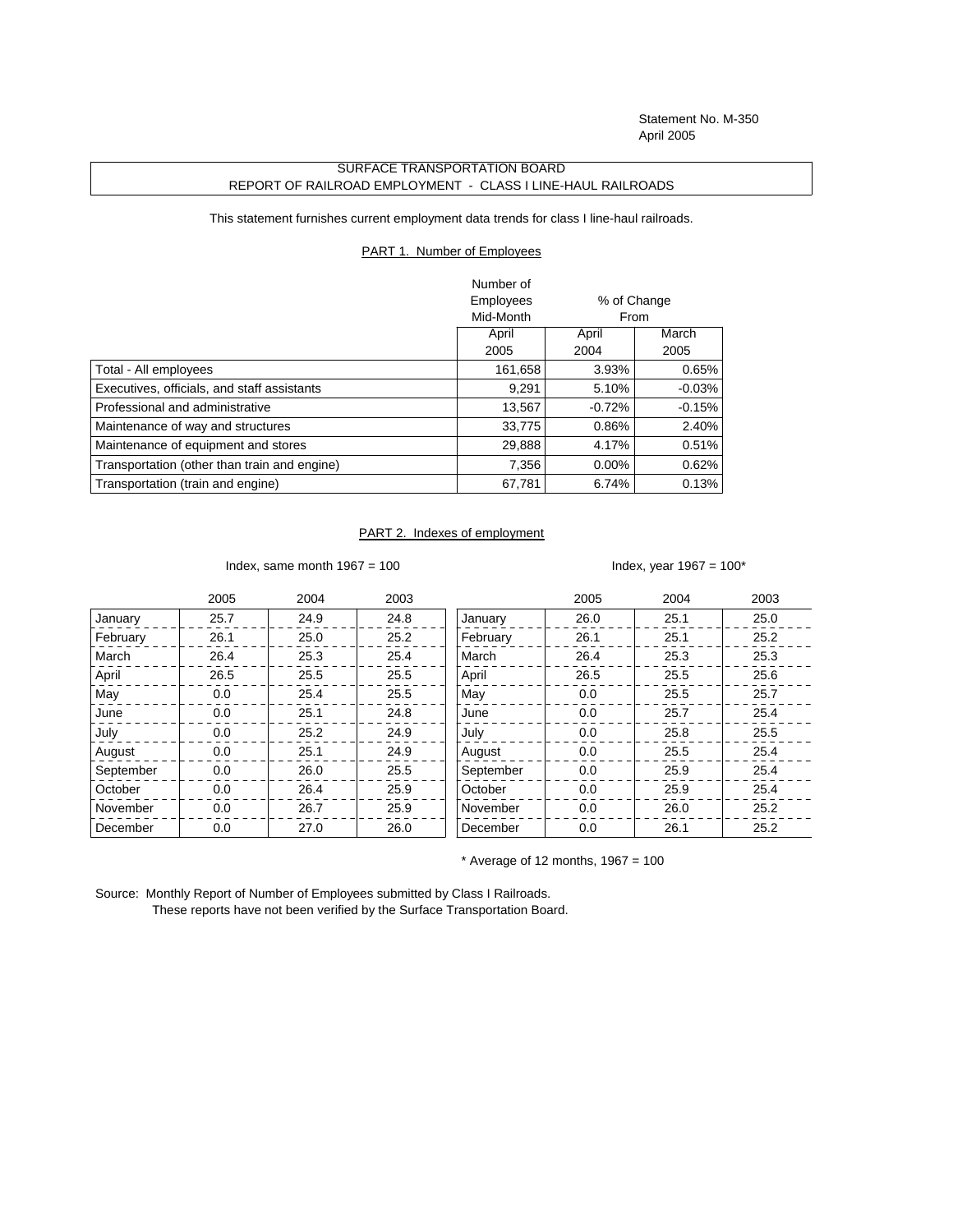Statement No. M-350
April 2005

SURFACE TRANSPORTATION BOARD
REPORT OF RAILROAD EMPLOYMENT - CLASS I LINE-HAUL RAILROADS

This statement furnishes current employment data trends for class I line-haul railroads.

PART 1. Number of Employees

| | Number of Employees Mid-Month | % of Change From | |
|---|---|---|---|
| | April 2005 | April 2004 | March 2005 |
| Total - All employees | 161,658 | 3.93% | 0.65% |
| Executives, officials, and staff assistants | 9,291 | 5.10% | -0.03% |
| Professional and administrative | 13,567 | -0.72% | -0.15% |
| Maintenance of way and structures | 33,775 | 0.86% | 2.40% |
| Maintenance of equipment and stores | 29,888 | 4.17% | 0.51% |
| Transportation (other than train and engine) | 7,356 | 0.00% | 0.62% |
| Transportation (train and engine) | 67,781 | 6.74% | 0.13% |

PART 2. Indexes of employment

Index, same month 1967 = 100

| | 2005 | 2004 | 2003 |
|---|---|---|---|
| January | 25.7 | 24.9 | 24.8 |
| February | 26.1 | 25.0 | 25.2 |
| March | 26.4 | 25.3 | 25.4 |
| April | 26.5 | 25.5 | 25.5 |
| May | 0.0 | 25.4 | 25.5 |
| June | 0.0 | 25.1 | 24.8 |
| July | 0.0 | 25.2 | 24.9 |
| August | 0.0 | 25.1 | 24.9 |
| September | 0.0 | 26.0 | 25.5 |
| October | 0.0 | 26.4 | 25.9 |
| November | 0.0 | 26.7 | 25.9 |
| December | 0.0 | 27.0 | 26.0 |

Index, year 1967 = 100*

| | 2005 | 2004 | 2003 |
|---|---|---|---|
| January | 26.0 | 25.1 | 25.0 |
| February | 26.1 | 25.1 | 25.2 |
| March | 26.4 | 25.3 | 25.3 |
| April | 26.5 | 25.5 | 25.6 |
| May | 0.0 | 25.5 | 25.7 |
| June | 0.0 | 25.7 | 25.4 |
| July | 0.0 | 25.8 | 25.5 |
| August | 0.0 | 25.5 | 25.4 |
| September | 0.0 | 25.9 | 25.4 |
| October | 0.0 | 25.9 | 25.4 |
| November | 0.0 | 26.0 | 25.2 |
| December | 0.0 | 26.1 | 25.2 |

* Average of 12 months, 1967 = 100

Source: Monthly Report of Number of Employees submitted by Class I Railroads.
These reports have not been verified by the Surface Transportation Board.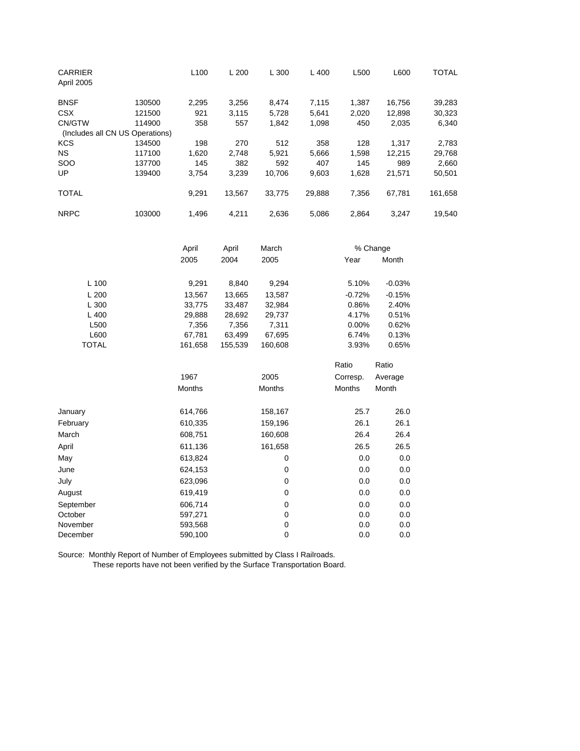| CARRIER April 2005 | | L100 | L 200 | L 300 | L 400 | L500 | L600 | TOTAL |
|---|---|---|---|---|---|---|---|---|
| BNSF | 130500 | 2,295 | 3,256 | 8,474 | 7,115 | 1,387 | 16,756 | 39,283 |
| CSX | 121500 | 921 | 3,115 | 5,728 | 5,641 | 2,020 | 12,898 | 30,323 |
| CN/GTW (Includes all CN US Operations) | 114900 | 358 | 557 | 1,842 | 1,098 | 450 | 2,035 | 6,340 |
| KCS | 134500 | 198 | 270 | 512 | 358 | 128 | 1,317 | 2,783 |
| NS | 117100 | 1,620 | 2,748 | 5,921 | 5,666 | 1,598 | 12,215 | 29,768 |
| SOO | 137700 | 145 | 382 | 592 | 407 | 145 | 989 | 2,660 |
| UP | 139400 | 3,754 | 3,239 | 10,706 | 9,603 | 1,628 | 21,571 | 50,501 |
| TOTAL | | 9,291 | 13,567 | 33,775 | 29,888 | 7,356 | 67,781 | 161,658 |
| NRPC | 103000 | 1,496 | 4,211 | 2,636 | 5,086 | 2,864 | 3,247 | 19,540 |

| | April 2005 | April 2004 | March 2005 | % Change Year | % Change Month |
|---|---|---|---|---|---|
| L 100 | 9,291 | 8,840 | 9,294 | 5.10% | -0.03% |
| L 200 | 13,567 | 13,665 | 13,587 | -0.72% | -0.15% |
| L 300 | 33,775 | 33,487 | 32,984 | 0.86% | 2.40% |
| L 400 | 29,888 | 28,692 | 29,737 | 4.17% | 0.51% |
| L500 | 7,356 | 7,356 | 7,311 | 0.00% | 0.62% |
| L600 | 67,781 | 63,499 | 67,695 | 6.74% | 0.13% |
| TOTAL | 161,658 | 155,539 | 160,608 | 3.93% | 0.65% |

| | 1967 Months | 2005 Months | Ratio Corresp. Months | Ratio Average Month |
|---|---|---|---|---|
| January | 614,766 | 158,167 | 25.7 | 26.0 |
| February | 610,335 | 159,196 | 26.1 | 26.1 |
| March | 608,751 | 160,608 | 26.4 | 26.4 |
| April | 611,136 | 161,658 | 26.5 | 26.5 |
| May | 613,824 | 0 | 0.0 | 0.0 |
| June | 624,153 | 0 | 0.0 | 0.0 |
| July | 623,096 | 0 | 0.0 | 0.0 |
| August | 619,419 | 0 | 0.0 | 0.0 |
| September | 606,714 | 0 | 0.0 | 0.0 |
| October | 597,271 | 0 | 0.0 | 0.0 |
| November | 593,568 | 0 | 0.0 | 0.0 |
| December | 590,100 | 0 | 0.0 | 0.0 |

Source: Monthly Report of Number of Employees submitted by Class I Railroads.
These reports have not been verified by the Surface Transportation Board.